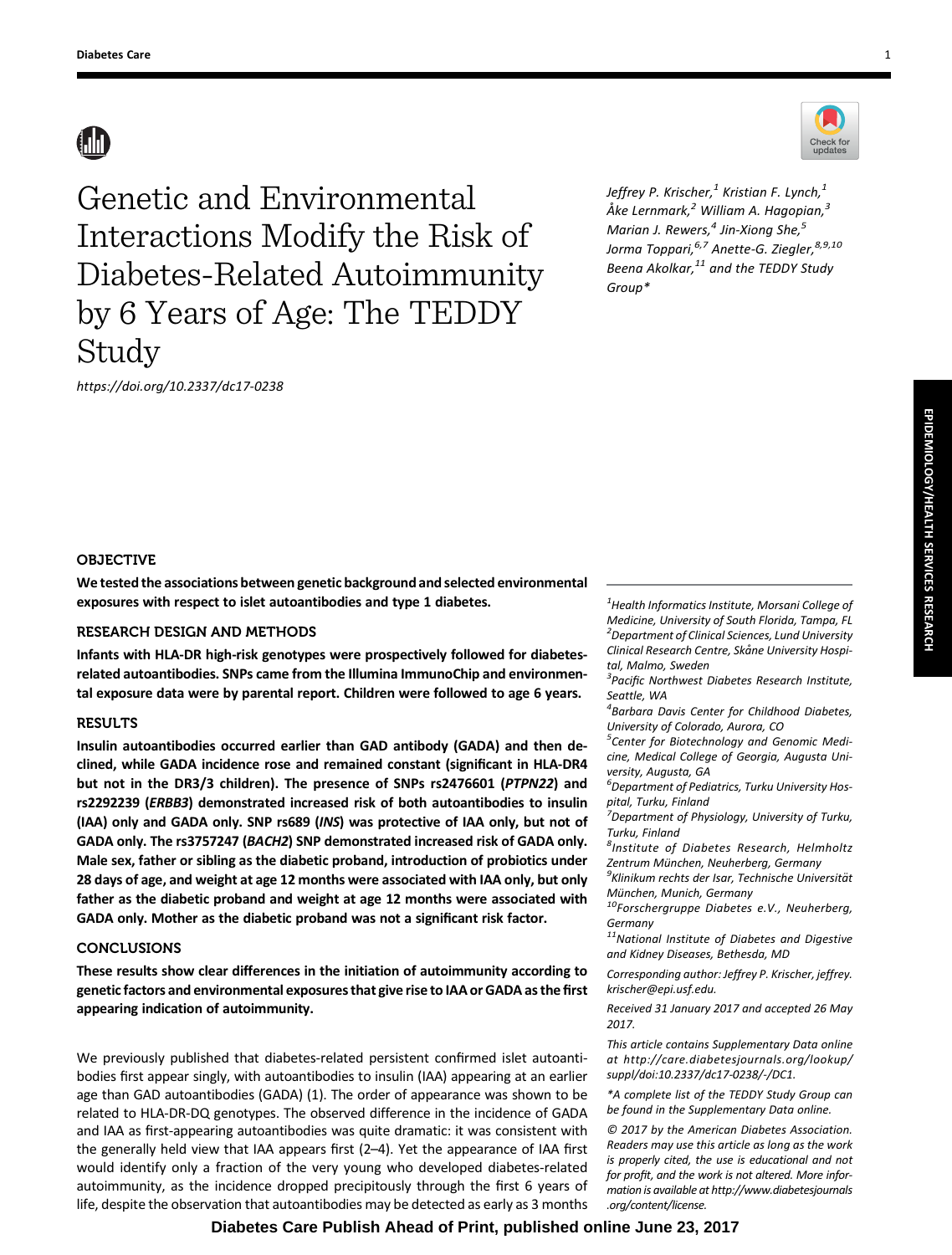# Genetic and Environmental Interactions Modify the Risk of Diabetes-Related Autoimmunity by 6 Years of Age: The TEDDY Study

https://doi.org/10.2337/dc17-0238

*Jeffrey P. Krischer,[1] Kristian F. Lynch,[1] Åke Lernmark,[2] William A. Hagopian,[3] Marian J. Rewers,[4] Jin-Xiong She,[5] Jorma Toppari,[6,7] Anette-G. Ziegler,[8,9,10] Beena Akolkar,[11] and the TEDDY Study Group\**

## OBJECTIVE

**We tested the associations between genetic background and selected environmental exposures with respect to islet autoantibodies and type 1 diabetes.**

## RESEARCH DESIGN AND METHODS

**Infants with HLA-DR high-risk genotypes were prospectively followed for diabetes-related autoantibodies. SNPs came from the Illumina ImmunoChip and environmental exposure data were by parental report. Children were followed to age 6 years.**

## RESULTS

**Insulin autoantibodies occurred earlier than GAD antibody (GADA) and then declined, while GADA incidence rose and remained constant (significant in HLA-DR4 but not in the DR3/3 children). The presence of SNPs rs2476601 (*PTPN22*) and rs2292239 (*ERBB3*) demonstrated increased risk of both autoantibodies to insulin (IAA) only and GADA only. SNP rs689 (*INS*) was protective of IAA only, but not of GADA only. The rs3757247 (*BACH2*) SNP demonstrated increased risk of GADA only. Male sex, father or sibling as the diabetic proband, introduction of probiotics under 28 days of age, and weight at age 12 months were associated with IAA only, but only father as the diabetic proband and weight at age 12 months were associated with GADA only. Mother as the diabetic proband was not a significant risk factor.**

## CONCLUSIONS

**These results show clear differences in the initiation of autoimmunity according to genetic factors and environmental exposures that give rise to IAA or GADA as the first appearing indication of autoimmunity.**

We previously published that diabetes-related persistent confirmed islet autoantibodies first appear singly, with autoantibodies to insulin (IAA) appearing at an earlier age than GAD autoantibodies (GADA) (1). The order of appearance was shown to be related to HLA-DR-DQ genotypes. The observed difference in the incidence of GADA and IAA as first-appearing autoantibodies was quite dramatic: it was consistent with the generally held view that IAA appears first (2–4). Yet the appearance of IAA first would identify only a fraction of the very young who developed diabetes-related autoimmunity, as the incidence dropped precipitously through the first 6 years of life, despite the observation that autoantibodies may be detected as early as 3 months

[1]Health Informatics Institute, Morsani College of Medicine, University of South Florida, Tampa, FL
[2]Department of Clinical Sciences, Lund University Clinical Research Centre, Skåne University Hospital, Malmo, Sweden
[3]Pacific Northwest Diabetes Research Institute, Seattle, WA
[4]Barbara Davis Center for Childhood Diabetes, University of Colorado, Aurora, CO
[5]Center for Biotechnology and Genomic Medicine, Medical College of Georgia, Augusta University, Augusta, GA
[6]Department of Pediatrics, Turku University Hospital, Turku, Finland
[7]Department of Physiology, University of Turku, Turku, Finland
[8]Institute of Diabetes Research, Helmholtz Zentrum München, Neuherberg, Germany
[9]Klinikum rechts der Isar, Technische Universität München, Munich, Germany
[10]Forschergruppe Diabetes e.V., Neuherberg, Germany
[11]National Institute of Diabetes and Digestive and Kidney Diseases, Bethesda, MD

Corresponding author: Jeffrey P. Krischer, jeffrey.krischer@epi.usf.edu.

Received 31 January 2017 and accepted 26 May 2017.

This article contains Supplementary Data online at http://care.diabetesjournals.org/lookup/suppl/doi:10.2337/dc17-0238/-/DC1.

*A complete list of the TEDDY Study Group can be found in the Supplementary Data online.

© 2017 by the American Diabetes Association. Readers may use this article as long as the work is properly cited, the use is educational and not for profit, and the work is not altered. More information is available at http://www.diabetesjournals.org/content/license.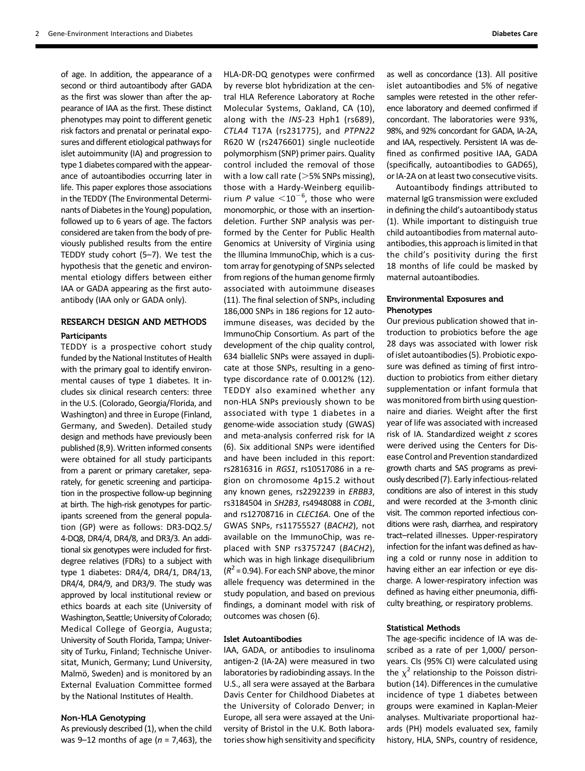of age. In addition, the appearance of a second or third autoantibody after GADA as the first was slower than after the appearance of IAA as the first. These distinct phenotypes may point to different genetic risk factors and prenatal or perinatal exposures and different etiological pathways for islet autoimmunity (IA) and progression to type 1 diabetes compared with the appearance of autoantibodies occurring later in life. This paper explores those associations in the TEDDY (The Environmental Determinants of Diabetes in the Young) population, followed up to 6 years of age. The factors considered are taken from the body of previously published results from the entire TEDDY study cohort (5–7). We test the hypothesis that the genetic and environmental etiology differs between either IAA or GADA appearing as the first autoantibody (IAA only or GADA only).

## RESEARCH DESIGN AND METHODS

### Participants

TEDDY is a prospective cohort study funded by the National Institutes of Health with the primary goal to identify environmental causes of type 1 diabetes. It includes six clinical research centers: three in the U.S. (Colorado, Georgia/Florida, and Washington) and three in Europe (Finland, Germany, and Sweden). Detailed study design and methods have previously been published (8,9). Written informed consents were obtained for all study participants from a parent or primary caretaker, separately, for genetic screening and participation in the prospective follow-up beginning at birth. The high-risk genotypes for participants screened from the general population (GP) were as follows: DR3-DQ2.5/4-DQ8, DR4/4, DR4/8, and DR3/3. An additional six genotypes were included for first-degree relatives (FDRs) to a subject with type 1 diabetes: DR4/4, DR4/1, DR4/13, DR4/4, DR4/9, and DR3/9. The study was approved by local institutional review or ethics boards at each site (University of Washington, Seattle; University of Colorado; Medical College of Georgia, Augusta; University of South Florida, Tampa; University of Turku, Finland; Technische Universitat, Munich, Germany; Lund University, Malmö, Sweden) and is monitored by an External Evaluation Committee formed by the National Institutes of Health.

### Non-HLA Genotyping

As previously described (1), when the child was 9–12 months of age ($n$ = 7,463), the HLA-DR-DQ genotypes were confirmed by reverse blot hybridization at the central HLA Reference Laboratory at Roche Molecular Systems, Oakland, CA (10), along with the *INS*-23 Hph1 (rs689), *CTLA4* T17A (rs231775), and *PTPN22* R620 W (rs2476601) single nucleotide polymorphism (SNP) primer pairs. Quality control included the removal of those with a low call rate (>5% SNPs missing), those with a Hardy-Weinberg equilibrium $P$ value $<10^{-6}$, those who were monomorphic, or those with an insertion-deletion. Further SNP analysis was performed by the Center for Public Health Genomics at University of Virginia using the Illumina ImmunoChip, which is a custom array for genotyping of SNPs selected from regions of the human genome firmly associated with autoimmune diseases (11). The final selection of SNPs, including 186,000 SNPs in 186 regions for 12 autoimmune diseases, was decided by the ImmunoChip Consortium. As part of the development of the chip quality control, 634 biallelic SNPs were assayed in duplicate at those SNPs, resulting in a genotype discordance rate of 0.0012% (12). TEDDY also examined whether any non-HLA SNPs previously shown to be associated with type 1 diabetes in a genome-wide association study (GWAS) and meta-analysis conferred risk for IA (6). Six additional SNPs were identified and have been included in this report: rs2816316 in *RGS1*, rs10517086 in a region on chromosome 4p15.2 without any known genes, rs2292239 in *ERBB3*, rs3184504 in *SH2B3*, rs4948088 in *COBL*, and rs12708716 in *CLEC16A*. One of the GWAS SNPs, rs11755527 (*BACH2*), not available on the ImmunoChip, was replaced with SNP rs3757247 (*BACH2*), which was in high linkage disequilibrium ($R^2$ = 0.94). For each SNP above, the minor allele frequency was determined in the study population, and based on previous findings, a dominant model with risk of outcomes was chosen (6).

### Islet Autoantibodies

IAA, GADA, or antibodies to insulinoma antigen-2 (IA-2A) were measured in two laboratories by radiobinding assays. In the U.S., all sera were assayed at the Barbara Davis Center for Childhood Diabetes at the University of Colorado Denver; in Europe, all sera were assayed at the University of Bristol in the U.K. Both laboratories show high sensitivity and specificity as well as concordance (13). All positive islet autoantibodies and 5% of negative samples were retested in the other reference laboratory and deemed confirmed if concordant. The laboratories were 93%, 98%, and 92% concordant for GADA, IA-2A, and IAA, respectively. Persistent IA was defined as confirmed positive IAA, GADA (specifically, autoantibodies to GAD65), or IA-2A on at least two consecutive visits.

Autoantibody findings attributed to maternal IgG transmission were excluded in defining the child's autoantibody status (1). While important to distinguish true child autoantibodies from maternal autoantibodies, this approach is limited in that the child's positivity during the first 18 months of life could be masked by maternal autoantibodies.

### Environmental Exposures and Phenotypes

Our previous publication showed that introduction to probiotics before the age 28 days was associated with lower risk of islet autoantibodies (5). Probiotic exposure was defined as timing of first introduction to probiotics from either dietary supplementation or infant formula that was monitored from birth using questionnaire and diaries. Weight after the first year of life was associated with increased risk of IA. Standardized weight $z$ scores were derived using the Centers for Disease Control and Prevention standardized growth charts and SAS programs as previously described (7). Early infectious-related conditions are also of interest in this study and were recorded at the 3-month clinic visit. The common reported infectious conditions were rash, diarrhea, and respiratory tract–related illnesses. Upper-respiratory infection for the infant was defined as having a cold or runny nose in addition to having either an ear infection or eye discharge. A lower-respiratory infection was defined as having either pneumonia, difficulty breathing, or respiratory problems.

### Statistical Methods

The age-specific incidence of IA was described as a rate of per 1,000/ person-years. CIs (95% CI) were calculated using the $\chi^2$ relationship to the Poisson distribution (14). Differences in the cumulative incidence of type 1 diabetes between groups were examined in Kaplan-Meier analyses. Multivariate proportional hazards (PH) models evaluated sex, family history, HLA, SNPs, country of residence,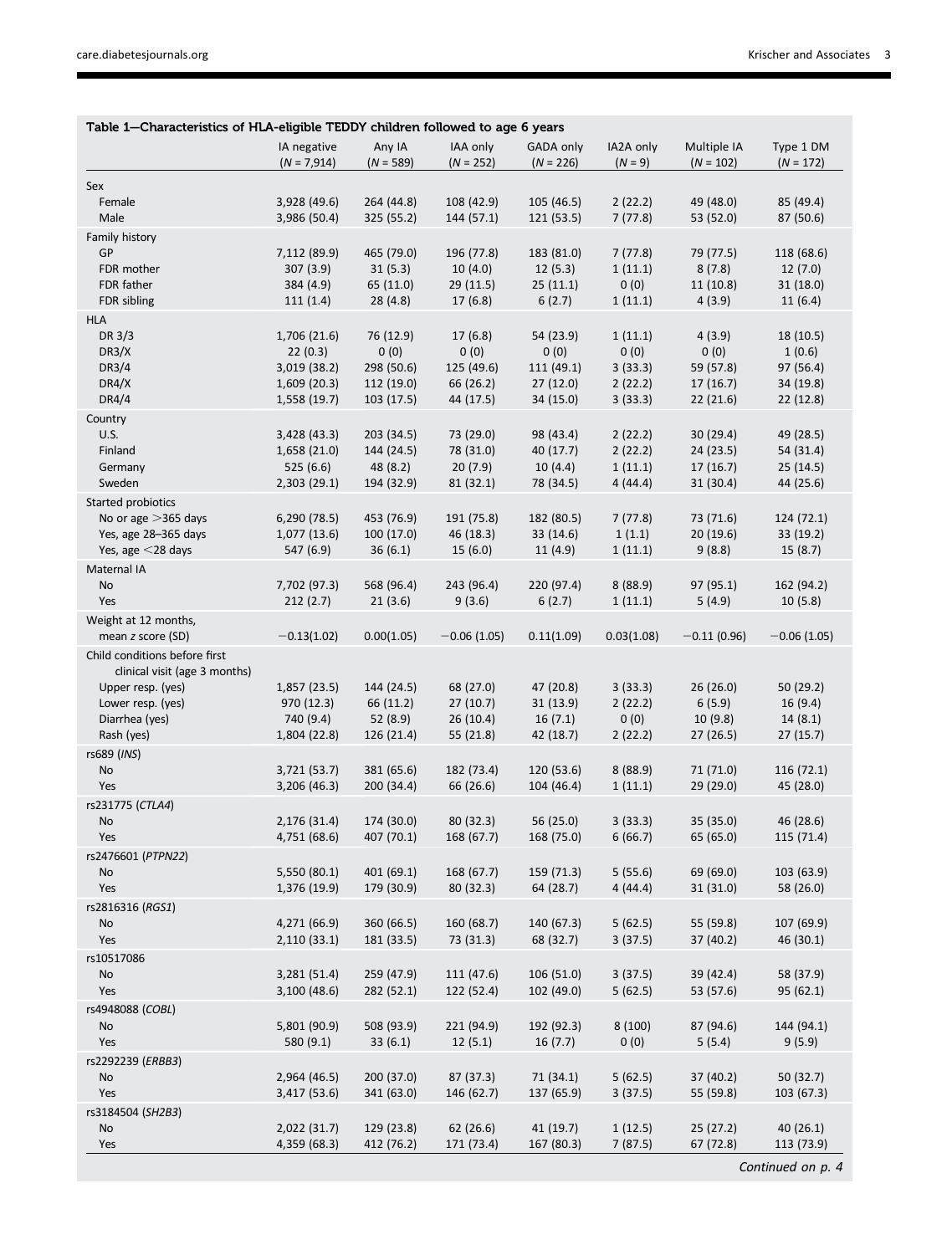Table 1—Characteristics of HLA-eligible TEDDY children followed to age 6 years

| | IA negative (N = 7,914) | Any IA (N = 589) | IAA only (N = 252) | GADA only (N = 226) | IA2A only (N = 9) | Multiple IA (N = 102) | Type 1 DM (N = 172) |
|---|---|---|---|---|---|---|---|
| Sex | | | | | | | |
| Female | 3,928 (49.6) | 264 (44.8) | 108 (42.9) | 105 (46.5) | 2 (22.2) | 49 (48.0) | 85 (49.4) |
| Male | 3,986 (50.4) | 325 (55.2) | 144 (57.1) | 121 (53.5) | 7 (77.8) | 53 (52.0) | 87 (50.6) |
| Family history | | | | | | | |
| GP | 7,112 (89.9) | 465 (79.0) | 196 (77.8) | 183 (81.0) | 7 (77.8) | 79 (77.5) | 118 (68.6) |
| FDR mother | 307 (3.9) | 31 (5.3) | 10 (4.0) | 12 (5.3) | 1 (11.1) | 8 (7.8) | 12 (7.0) |
| FDR father | 384 (4.9) | 65 (11.0) | 29 (11.5) | 25 (11.1) | 0 (0) | 11 (10.8) | 31 (18.0) |
| FDR sibling | 111 (1.4) | 28 (4.8) | 17 (6.8) | 6 (2.7) | 1 (11.1) | 4 (3.9) | 11 (6.4) |
| HLA | | | | | | | |
| DR 3/3 | 1,706 (21.6) | 76 (12.9) | 17 (6.8) | 54 (23.9) | 1 (11.1) | 4 (3.9) | 18 (10.5) |
| DR3/X | 22 (0.3) | 0 (0) | 0 (0) | 0 (0) | 0 (0) | 0 (0) | 1 (0.6) |
| DR3/4 | 3,019 (38.2) | 298 (50.6) | 125 (49.6) | 111 (49.1) | 3 (33.3) | 59 (57.8) | 97 (56.4) |
| DR4/X | 1,609 (20.3) | 112 (19.0) | 66 (26.2) | 27 (12.0) | 2 (22.2) | 17 (16.7) | 34 (19.8) |
| DR4/4 | 1,558 (19.7) | 103 (17.5) | 44 (17.5) | 34 (15.0) | 3 (33.3) | 22 (21.6) | 22 (12.8) |
| Country | | | | | | | |
| U.S. | 3,428 (43.3) | 203 (34.5) | 73 (29.0) | 98 (43.4) | 2 (22.2) | 30 (29.4) | 49 (28.5) |
| Finland | 1,658 (21.0) | 144 (24.5) | 78 (31.0) | 40 (17.7) | 2 (22.2) | 24 (23.5) | 54 (31.4) |
| Germany | 525 (6.6) | 48 (8.2) | 20 (7.9) | 10 (4.4) | 1 (11.1) | 17 (16.7) | 25 (14.5) |
| Sweden | 2,303 (29.1) | 194 (32.9) | 81 (32.1) | 78 (34.5) | 4 (44.4) | 31 (30.4) | 44 (25.6) |
| Started probiotics | | | | | | | |
| No or age >365 days | 6,290 (78.5) | 453 (76.9) | 191 (75.8) | 182 (80.5) | 7 (77.8) | 73 (71.6) | 124 (72.1) |
| Yes, age 28–365 days | 1,077 (13.6) | 100 (17.0) | 46 (18.3) | 33 (14.6) | 1 (1.1) | 20 (19.6) | 33 (19.2) |
| Yes, age <28 days | 547 (6.9) | 36 (6.1) | 15 (6.0) | 11 (4.9) | 1 (11.1) | 9 (8.8) | 15 (8.7) |
| Maternal IA | | | | | | | |
| No | 7,702 (97.3) | 568 (96.4) | 243 (96.4) | 220 (97.4) | 8 (88.9) | 97 (95.1) | 162 (94.2) |
| Yes | 212 (2.7) | 21 (3.6) | 9 (3.6) | 6 (2.7) | 1 (11.1) | 5 (4.9) | 10 (5.8) |
| Weight at 12 months, mean z score (SD) | −0.13(1.02) | 0.00(1.05) | −0.06 (1.05) | 0.11(1.09) | 0.03(1.08) | −0.11 (0.96) | −0.06 (1.05) |
| Child conditions before first clinical visit (age 3 months) | | | | | | | |
| Upper resp. (yes) | 1,857 (23.5) | 144 (24.5) | 68 (27.0) | 47 (20.8) | 3 (33.3) | 26 (26.0) | 50 (29.2) |
| Lower resp. (yes) | 970 (12.3) | 66 (11.2) | 27 (10.7) | 31 (13.9) | 2 (22.2) | 6 (5.9) | 16 (9.4) |
| Diarrhea (yes) | 740 (9.4) | 52 (8.9) | 26 (10.4) | 16 (7.1) | 0 (0) | 10 (9.8) | 14 (8.1) |
| Rash (yes) | 1,804 (22.8) | 126 (21.4) | 55 (21.8) | 42 (18.7) | 2 (22.2) | 27 (26.5) | 27 (15.7) |
| rs689 (*INS*) | | | | | | | |
| No | 3,721 (53.7) | 381 (65.6) | 182 (73.4) | 120 (53.6) | 8 (88.9) | 71 (71.0) | 116 (72.1) |
| Yes | 3,206 (46.3) | 200 (34.4) | 66 (26.6) | 104 (46.4) | 1 (11.1) | 29 (29.0) | 45 (28.0) |
| rs231775 (*CTLA4*) | | | | | | | |
| No | 2,176 (31.4) | 174 (30.0) | 80 (32.3) | 56 (25.0) | 3 (33.3) | 35 (35.0) | 46 (28.6) |
| Yes | 4,751 (68.6) | 407 (70.1) | 168 (67.7) | 168 (75.0) | 6 (66.7) | 65 (65.0) | 115 (71.4) |
| rs2476601 (*PTPN22*) | | | | | | | |
| No | 5,550 (80.1) | 401 (69.1) | 168 (67.7) | 159 (71.3) | 5 (55.6) | 69 (69.0) | 103 (63.9) |
| Yes | 1,376 (19.9) | 179 (30.9) | 80 (32.3) | 64 (28.7) | 4 (44.4) | 31 (31.0) | 58 (26.0) |
| rs2816316 (*RGS1*) | | | | | | | |
| No | 4,271 (66.9) | 360 (66.5) | 160 (68.7) | 140 (67.3) | 5 (62.5) | 55 (59.8) | 107 (69.9) |
| Yes | 2,110 (33.1) | 181 (33.5) | 73 (31.3) | 68 (32.7) | 3 (37.5) | 37 (40.2) | 46 (30.1) |
| rs10517086 | | | | | | | |
| No | 3,281 (51.4) | 259 (47.9) | 111 (47.6) | 106 (51.0) | 3 (37.5) | 39 (42.4) | 58 (37.9) |
| Yes | 3,100 (48.6) | 282 (52.1) | 122 (52.4) | 102 (49.0) | 5 (62.5) | 53 (57.6) | 95 (62.1) |
| rs4948088 (*COBL*) | | | | | | | |
| No | 5,801 (90.9) | 508 (93.9) | 221 (94.9) | 192 (92.3) | 8 (100) | 87 (94.6) | 144 (94.1) |
| Yes | 580 (9.1) | 33 (6.1) | 12 (5.1) | 16 (7.7) | 0 (0) | 5 (5.4) | 9 (5.9) |
| rs2292239 (*ERBB3*) | | | | | | | |
| No | 2,964 (46.5) | 200 (37.0) | 87 (37.3) | 71 (34.1) | 5 (62.5) | 37 (40.2) | 50 (32.7) |
| Yes | 3,417 (53.6) | 341 (63.0) | 146 (62.7) | 137 (65.9) | 3 (37.5) | 55 (59.8) | 103 (67.3) |
| rs3184504 (*SH2B3*) | | | | | | | |
| No | 2,022 (31.7) | 129 (23.8) | 62 (26.6) | 41 (19.7) | 1 (12.5) | 25 (27.2) | 40 (26.1) |
| Yes | 4,359 (68.3) | 412 (76.2) | 171 (73.4) | 167 (80.3) | 7 (87.5) | 67 (72.8) | 113 (73.9) |

*Continued on p. 4*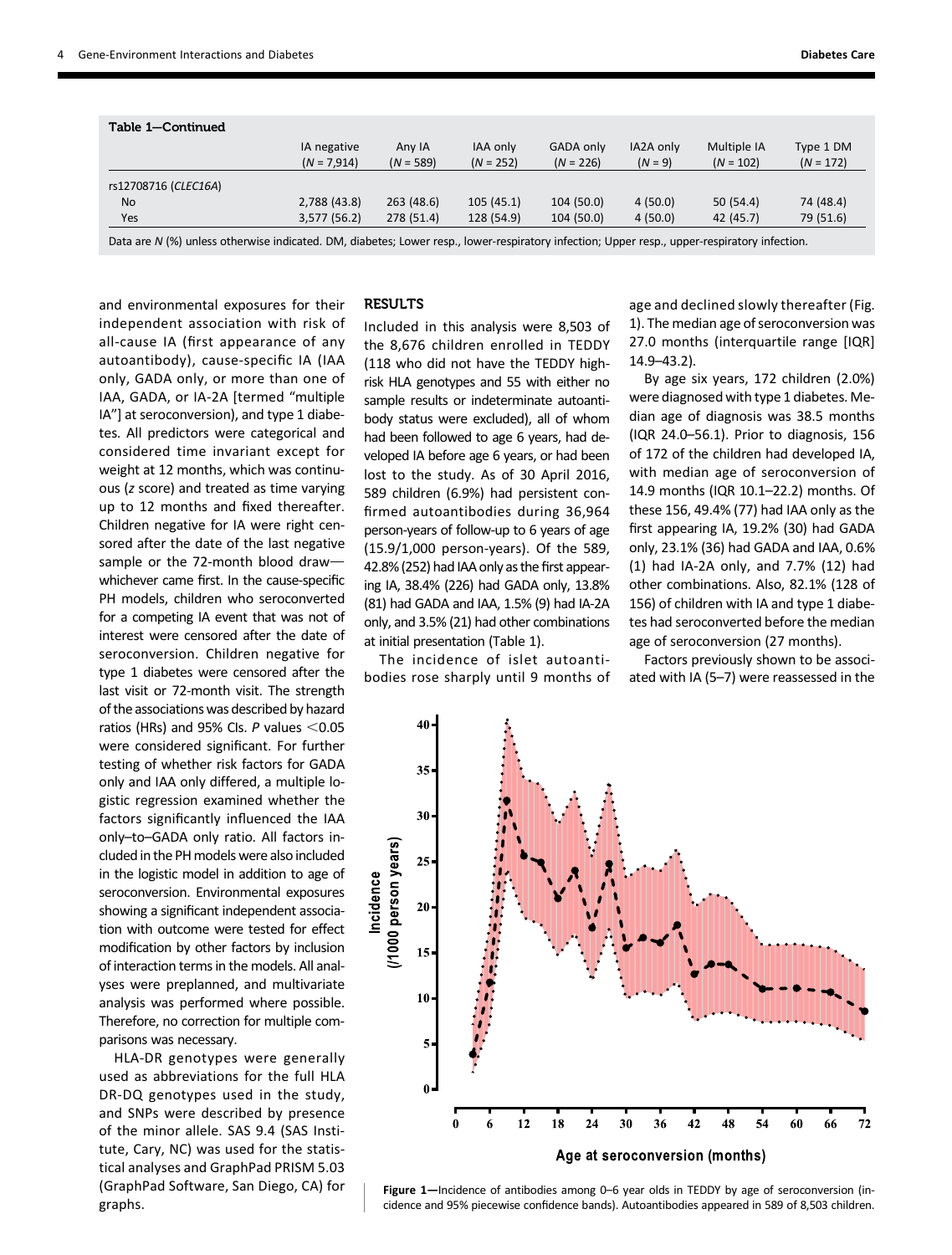**Table 1—Continued**

| | IA negative ($N$ = 7,914) | Any IA ($N$ = 589) | IAA only ($N$ = 252) | GADA only ($N$ = 226) | IA2A only ($N$ = 9) | Multiple IA ($N$ = 102) | Type 1 DM ($N$ = 172) |
|---|---|---|---|---|---|---|---|
| rs12708716 (*CLEC16A*) | | | | | | | |
| No | 2,788 (43.8) | 263 (48.6) | 105 (45.1) | 104 (50.0) | 4 (50.0) | 50 (54.4) | 74 (48.4) |
| Yes | 3,577 (56.2) | 278 (51.4) | 128 (54.9) | 104 (50.0) | 4 (50.0) | 42 (45.7) | 79 (51.6) |

Data are $N$ (%) unless otherwise indicated. DM, diabetes; Lower resp., lower-respiratory infection; Upper resp., upper-respiratory infection.

and environmental exposures for their independent association with risk of all-cause IA (first appearance of any autoantibody), cause-specific IA (IAA only, GADA only, or more than one of IAA, GADA, or IA-2A [termed "multiple IA"] at seroconversion), and type 1 diabetes. All predictors were categorical and considered time invariant except for weight at 12 months, which was continuous ($z$ score) and treated as time varying up to 12 months and fixed thereafter. Children negative for IA were right censored after the date of the last negative sample or the 72-month blood draw—whichever came first. In the cause-specific PH models, children who seroconverted for a competing IA event that was not of interest were censored after the date of seroconversion. Children negative for type 1 diabetes were censored after the last visit or 72-month visit. The strength of the associations was described by hazard ratios (HRs) and 95% CIs. $P$ values $<0.05$ were considered significant. For further testing of whether risk factors for GADA only and IAA only differed, a multiple logistic regression examined whether the factors significantly influenced the IAA only–to–GADA only ratio. All factors included in the PH models were also included in the logistic model in addition to age of seroconversion. Environmental exposures showing a significant independent association with outcome were tested for effect modification by other factors by inclusion of interaction terms in the models. All analyses were preplanned, and multivariate analysis was performed where possible. Therefore, no correction for multiple comparisons was necessary.

HLA-DR genotypes were generally used as abbreviations for the full HLA DR-DQ genotypes used in the study, and SNPs were described by presence of the minor allele. SAS 9.4 (SAS Institute, Cary, NC) was used for the statistical analyses and GraphPad PRISM 5.03 (GraphPad Software, San Diego, CA) for graphs.

## RESULTS

Included in this analysis were 8,503 of the 8,676 children enrolled in TEDDY (118 who did not have the TEDDY high-risk HLA genotypes and 55 with either no sample results or indeterminate autoantibody status were excluded), all of whom had been followed to age 6 years, had developed IA before age 6 years, or had been lost to the study. As of 30 April 2016, 589 children (6.9%) had persistent confirmed autoantibodies during 36,964 person-years of follow-up to 6 years of age (15.9/1,000 person-years). Of the 589, 42.8% (252) had IAA only as the first appearing IA, 38.4% (226) had GADA only, 13.8% (81) had GADA and IAA, 1.5% (9) had IA-2A only, and 3.5% (21) had other combinations at initial presentation (Table 1).

The incidence of islet autoantibodies rose sharply until 9 months of age and declined slowly thereafter (Fig. 1). The median age of seroconversion was 27.0 months (interquartile range [IQR] 14.9–43.2).

By age six years, 172 children (2.0%) were diagnosed with type 1 diabetes. Median age of diagnosis was 38.5 months (IQR 24.0–56.1). Prior to diagnosis, 156 of 172 of the children had developed IA, with median age of seroconversion of 14.9 months (IQR 10.1–22.2) months. Of these 156, 49.4% (77) had IAA only as the first appearing IA, 19.2% (30) had GADA only, 23.1% (36) had GADA and IAA, 0.6% (1) had IA-2A only, and 7.7% (12) had other combinations. Also, 82.1% (128 of 156) of children with IA and type 1 diabetes had seroconverted before the median age of seroconversion (27 months).

Factors previously shown to be associated with IA (5–7) were reassessed in the

**Figure 1**—Incidence of antibodies among 0–6 year olds in TEDDY by age of seroconversion (incidence and 95% piecewise confidence bands). Autoantibodies appeared in 589 of 8,503 children.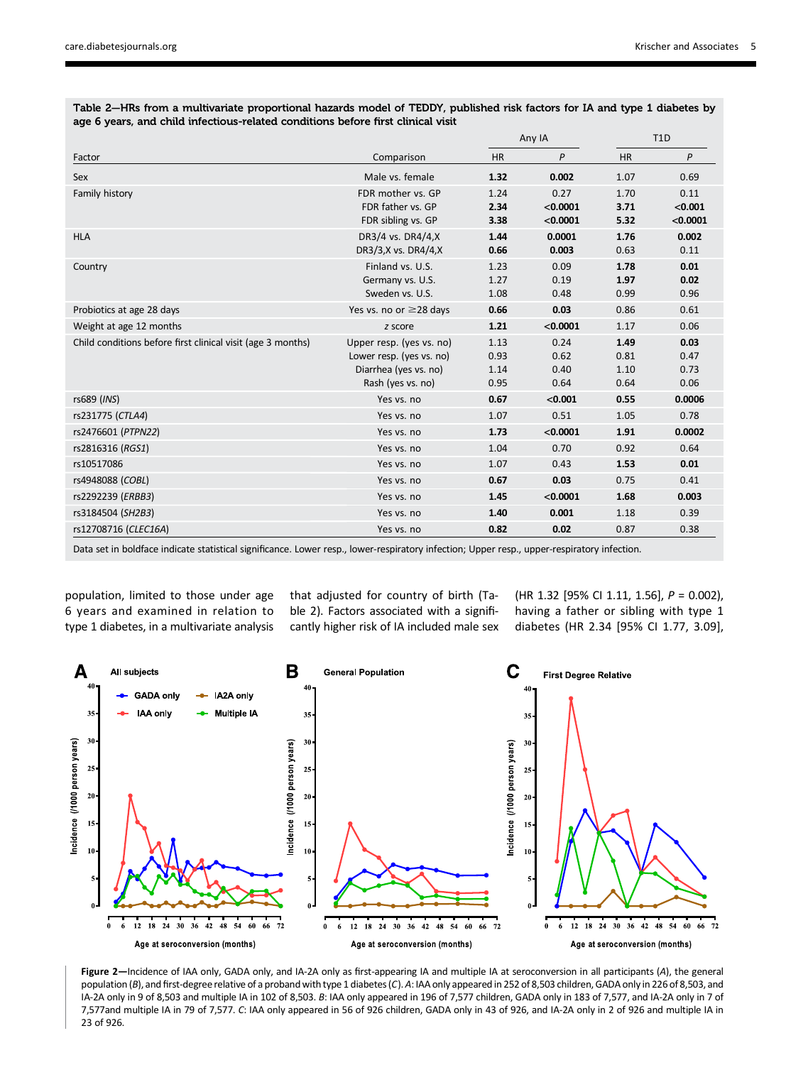**Table 2—HRs from a multivariate proportional hazards model of TEDDY, published risk factors for IA and type 1 diabetes by age 6 years, and child infectious-related conditions before first clinical visit**

| Factor | Comparison | Any IA HR | Any IA P | T1D HR | T1D P |
|---|---|---|---|---|---|
| Sex | Male vs. female | **1.32** | **0.002** | 1.07 | 0.69 |
| Family history | FDR mother vs. GP | 1.24 | 0.27 | 1.70 | 0.11 |
| | FDR father vs. GP | **2.34** | **<0.0001** | **3.71** | **<0.001** |
| | FDR sibling vs. GP | **3.38** | **<0.0001** | **5.32** | **<0.0001** |
| HLA | DR3/4 vs. DR4/4,X | **1.44** | **0.0001** | **1.76** | **0.002** |
| | DR3/3,X vs. DR4/4,X | **0.66** | **0.003** | 0.63 | 0.11 |
| Country | Finland vs. U.S. | 1.23 | 0.09 | **1.78** | **0.01** |
| | Germany vs. U.S. | 1.27 | 0.19 | **1.97** | **0.02** |
| | Sweden vs. U.S. | 1.08 | 0.48 | 0.99 | 0.96 |
| Probiotics at age 28 days | Yes vs. no or ≥28 days | **0.66** | **0.03** | 0.86 | 0.61 |
| Weight at age 12 months | *z* score | **1.21** | **<0.0001** | 1.17 | 0.06 |
| Child conditions before first clinical visit (age 3 months) | Upper resp. (yes vs. no) | 1.13 | 0.24 | **1.49** | **0.03** |
| | Lower resp. (yes vs. no) | 0.93 | 0.62 | 0.81 | 0.47 |
| | Diarrhea (yes vs. no) | 1.14 | 0.40 | 1.10 | 0.73 |
| | Rash (yes vs. no) | 0.95 | 0.64 | 0.64 | 0.06 |
| rs689 (*INS*) | Yes vs. no | **0.67** | **<0.001** | **0.55** | **0.0006** |
| rs231775 (*CTLA4*) | Yes vs. no | 1.07 | 0.51 | 1.05 | 0.78 |
| rs2476601 (*PTPN22*) | Yes vs. no | **1.73** | **<0.0001** | **1.91** | **0.0002** |
| rs2816316 (*RGS1*) | Yes vs. no | 1.04 | 0.70 | 0.92 | 0.64 |
| rs10517086 | Yes vs. no | 1.07 | 0.43 | **1.53** | **0.01** |
| rs4948088 (*COBL*) | Yes vs. no | **0.67** | **0.03** | 0.75 | 0.41 |
| rs2292239 (*ERBB3*) | Yes vs. no | **1.45** | **<0.0001** | **1.68** | **0.003** |
| rs3184504 (*SH2B3*) | Yes vs. no | **1.40** | **0.001** | 1.18 | 0.39 |
| rs12708716 (*CLEC16A*) | Yes vs. no | **0.82** | **0.02** | 0.87 | 0.38 |

Data set in boldface indicate statistical significance. Lower resp., lower-respiratory infection; Upper resp., upper-respiratory infection.

population, limited to those under age 6 years and examined in relation to type 1 diabetes, in a multivariate analysis that adjusted for country of birth (Table 2). Factors associated with a significantly higher risk of IA included male sex (HR 1.32 [95% CI 1.11, 1.56], $P = 0.002$), having a father or sibling with type 1 diabetes (HR 2.34 [95% CI 1.77, 3.09],

**Figure 2**—Incidence of IAA only, GADA only, and IA-2A only as first-appearing IA and multiple IA at seroconversion in all participants (*A*), the general population (*B*), and first-degree relative of a proband with type 1 diabetes (*C*). *A*: IAA only appeared in 252 of 8,503 children, GADA only in 226 of 8,503, and IA-2A only in 9 of 8,503 and multiple IA in 102 of 8,503. *B*: IAA only appeared in 196 of 7,577 children, GADA only in 183 of 7,577, and IA-2A only in 7 of 7,577and multiple IA in 79 of 7,577. *C*: IAA only appeared in 56 of 926 children, GADA only in 43 of 926, and IA-2A only in 2 of 926 and multiple IA in 23 of 926.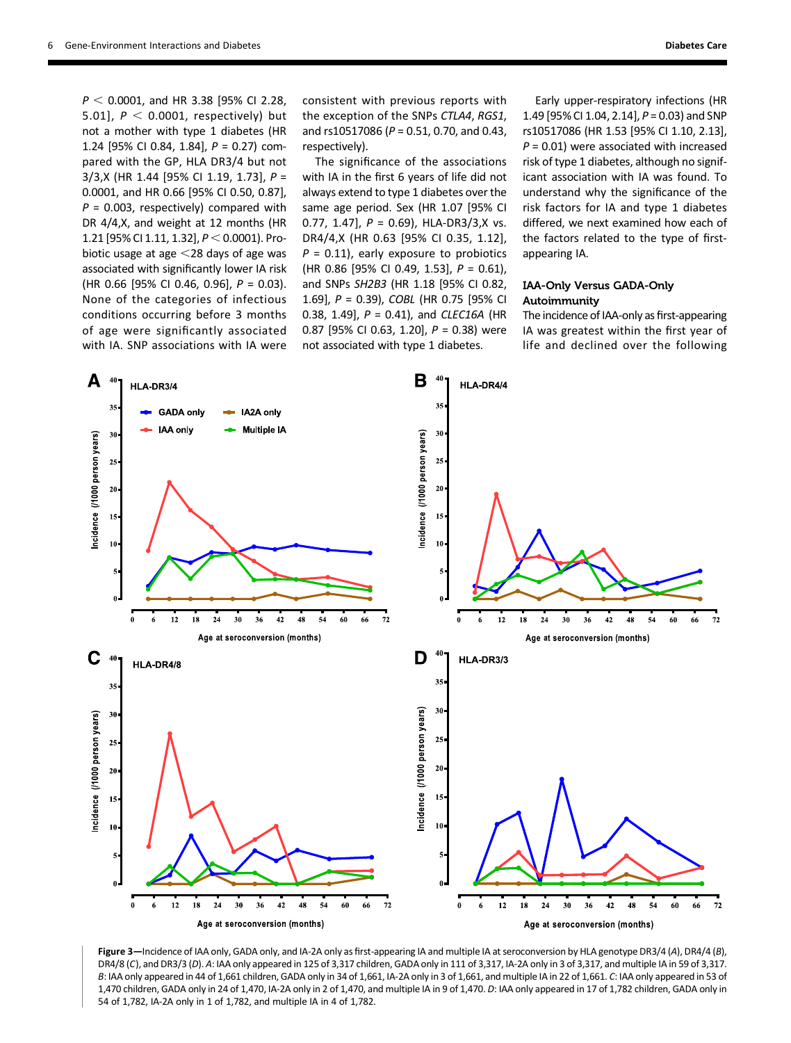$P < 0.0001$, and HR 3.38 [95% CI 2.28, 5.01], $P < 0.0001$, respectively) but not a mother with type 1 diabetes (HR 1.24 [95% CI 0.84, 1.84], $P = 0.27$) compared with the GP, HLA DR3/4 but not 3/3,X (HR 1.44 [95% CI 1.19, 1.73], $P = 0.0001$, and HR 0.66 [95% CI 0.50, 0.87], $P = 0.003$, respectively) compared with DR 4/4,X, and weight at 12 months (HR 1.21 [95% CI 1.11, 1.32], $P < 0.0001$). Probiotic usage at age <28 days of age was associated with significantly lower IA risk (HR 0.66 [95% CI 0.46, 0.96], $P = 0.03$). None of the categories of infectious conditions occurring before 3 months of age were significantly associated with IA. SNP associations with IA were consistent with previous reports with the exception of the SNPs *CTLA4*, *RGS1*, and rs10517086 ($P = 0.51$, 0.70, and 0.43, respectively).

The significance of the associations with IA in the first 6 years of life did not always extend to type 1 diabetes over the same age period. Sex (HR 1.07 [95% CI 0.77, 1.47], $P = 0.69$), HLA-DR3/3,X vs. DR4/4,X (HR 0.63 [95% CI 0.35, 1.12], $P = 0.11$), early exposure to probiotics (HR 0.86 [95% CI 0.49, 1.53], $P = 0.61$), and SNPs *SH2B3* (HR 1.18 [95% CI 0.82, 1.69], $P = 0.39$), *COBL* (HR 0.75 [95% CI 0.38, 1.49], $P = 0.41$), and *CLEC16A* (HR 0.87 [95% CI 0.63, 1.20], $P = 0.38$) were not associated with type 1 diabetes.

Early upper-respiratory infections (HR 1.49 [95% CI 1.04, 2.14], $P = 0.03$) and SNP rs10517086 (HR 1.53 [95% CI 1.10, 2.13], $P = 0.01$) were associated with increased risk of type 1 diabetes, although no significant association with IA was found. To understand why the significance of the risk factors for IA and type 1 diabetes differed, we next examined how each of the factors related to the type of first-appearing IA.

### IAA-Only Versus GADA-Only Autoimmunity

The incidence of IAA-only as first-appearing IA was greatest within the first year of life and declined over the following

**Figure 3**—Incidence of IAA only, GADA only, and IA-2A only as first-appearing IA and multiple IA at seroconversion by HLA genotype DR3/4 (*A*), DR4/4 (*B*), DR4/8 (*C*), and DR3/3 (*D*). *A*: IAA only appeared in 125 of 3,317 children, GADA only in 111 of 3,317, IA-2A only in 3 of 3,317, and multiple IA in 59 of 3,317. *B*: IAA only appeared in 44 of 1,661 children, GADA only in 34 of 1,661, IA-2A only in 3 of 1,661, and multiple IA in 22 of 1,661. *C*: IAA only appeared in 53 of 1,470 children, GADA only in 24 of 1,470, IA-2A only in 2 of 1,470, and multiple IA in 9 of 1,470. *D*: IAA only appeared in 17 of 1,782 children, GADA only in 54 of 1,782, IA-2A only in 1 of 1,782, and multiple IA in 4 of 1,782.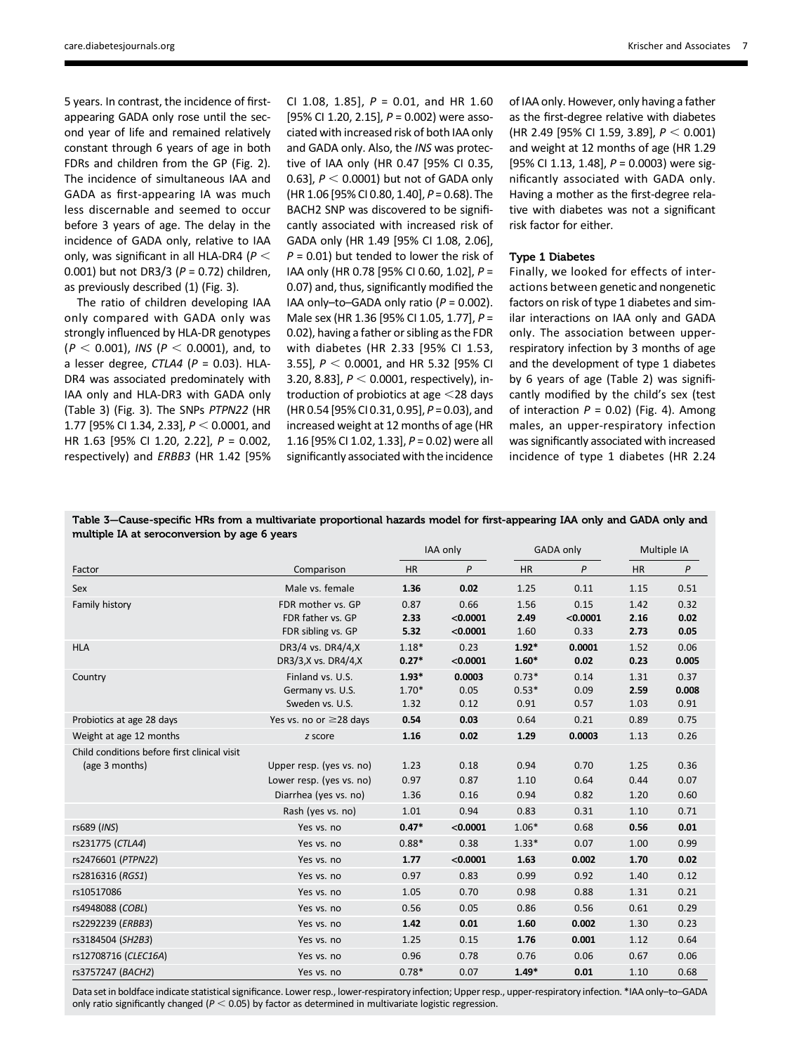5 years. In contrast, the incidence of first-appearing GADA only rose until the second year of life and remained relatively constant through 6 years of age in both FDRs and children from the GP (Fig. 2). The incidence of simultaneous IAA and GADA as first-appearing IA was much less discernable and seemed to occur before 3 years of age. The delay in the incidence of GADA only, relative to IAA only, was significant in all HLA-DR4 ($P < 0.001$) but not DR3/3 ($P = 0.72$) children, as previously described (1) (Fig. 3).

The ratio of children developing IAA only compared with GADA only was strongly influenced by HLA-DR genotypes ($P < 0.001$), *INS* ($P < 0.0001$), and, to a lesser degree, *CTLA4* ($P = 0.03$). HLA-DR4 was associated predominately with IAA only and HLA-DR3 with GADA only (Table 3) (Fig. 3). The SNPs *PTPN22* (HR 1.77 [95% CI 1.34, 2.33], $P < 0.0001$, and HR 1.63 [95% CI 1.20, 2.22], $P = 0.002$, respectively) and *ERBB3* (HR 1.42 [95% CI 1.08, 1.85], $P = 0.01$, and HR 1.60 [95% CI 1.20, 2.15], $P = 0.002$) were associated with increased risk of both IAA only and GADA only. Also, the *INS* was protective of IAA only (HR 0.47 [95% CI 0.35, 0.63], $P < 0.0001$) but not of GADA only (HR 1.06 [95% CI 0.80, 1.40], $P = 0.68$). The BACH2 SNP was discovered to be significantly associated with increased risk of GADA only (HR 1.49 [95% CI 1.08, 2.06], $P = 0.01$) but tended to lower the risk of IAA only (HR 0.78 [95% CI 0.60, 1.02], $P = 0.07$) and, thus, significantly modified the IAA only–to–GADA only ratio ($P = 0.002$). Male sex (HR 1.36 [95% CI 1.05, 1.77], $P = 0.02$), having a father or sibling as the FDR with diabetes (HR 2.33 [95% CI 1.53, 3.55], $P < 0.0001$, and HR 5.32 [95% CI 3.20, 8.83], $P < 0.0001$, respectively), introduction of probiotics at age <28 days (HR 0.54 [95% CI 0.31, 0.95], $P = 0.03$), and increased weight at 12 months of age (HR 1.16 [95% CI 1.02, 1.33], $P = 0.02$) were all significantly associated with the incidence of IAA only. However, only having a father as the first-degree relative with diabetes (HR 2.49 [95% CI 1.59, 3.89], $P < 0.001$) and weight at 12 months of age (HR 1.29 [95% CI 1.13, 1.48], $P = 0.0003$) were significantly associated with GADA only. Having a mother as the first-degree relative with diabetes was not a significant risk factor for either.

### Type 1 Diabetes

Finally, we looked for effects of interactions between genetic and nongenetic factors on risk of type 1 diabetes and similar interactions on IAA only and GADA only. The association between upper-respiratory infection by 3 months of age and the development of type 1 diabetes by 6 years of age (Table 2) was significantly modified by the child's sex (test of interaction $P = 0.02$) (Fig. 4). Among males, an upper-respiratory infection was significantly associated with increased incidence of type 1 diabetes (HR 2.24

**Table 3—Cause-specific HRs from a multivariate proportional hazards model for first-appearing IAA only and GADA only and multiple IA at seroconversion by age 6 years**

| | | IAA only | | GADA only | | Multiple IA | |
|---|---|---|---|---|---|---|---|
| Factor | Comparison | HR | *P* | HR | *P* | HR | *P* |
| Sex | Male vs. female | **1.36** | **0.02** | 1.25 | 0.11 | 1.15 | 0.51 |
| Family history | FDR mother vs. GP | 0.87 | 0.66 | 1.56 | 0.15 | 1.42 | 0.32 |
| | FDR father vs. GP | **2.33** | **<0.0001** | **2.49** | **<0.0001** | **2.16** | **0.02** |
| | FDR sibling vs. GP | **5.32** | **<0.0001** | 1.60 | 0.33 | **2.73** | **0.05** |
| HLA | DR3/4 vs. DR4/4,X | 1.18* | 0.23 | **1.92*** | **0.0001** | 1.52 | 0.06 |
| | DR3/3,X vs. DR4/4,X | **0.27*** | **<0.0001** | **1.60*** | **0.02** | **0.23** | **0.005** |
| Country | Finland vs. U.S. | **1.93*** | **0.0003** | 0.73* | 0.14 | 1.31 | 0.37 |
| | Germany vs. U.S. | 1.70* | 0.05 | 0.53* | 0.09 | **2.59** | **0.008** |
| | Sweden vs. U.S. | 1.32 | 0.12 | 0.91 | 0.57 | 1.03 | 0.91 |
| Probiotics at age 28 days | Yes vs. no or ≥28 days | **0.54** | **0.03** | 0.64 | 0.21 | 0.89 | 0.75 |
| Weight at age 12 months | *z* score | **1.16** | **0.02** | **1.29** | **0.0003** | 1.13 | 0.26 |
| Child conditions before first clinical visit (age 3 months) | Upper resp. (yes vs. no) | 1.23 | 0.18 | 0.94 | 0.70 | 1.25 | 0.36 |
| | Lower resp. (yes vs. no) | 0.97 | 0.87 | 1.10 | 0.64 | 0.44 | 0.07 |
| | Diarrhea (yes vs. no) | 1.36 | 0.16 | 0.94 | 0.82 | 1.20 | 0.60 |
| | Rash (yes vs. no) | 1.01 | 0.94 | 0.83 | 0.31 | 1.10 | 0.71 |
| rs689 (*INS*) | Yes vs. no | **0.47*** | **<0.0001** | 1.06* | 0.68 | **0.56** | **0.01** |
| rs231775 (*CTLA4*) | Yes vs. no | 0.88* | 0.38 | 1.33* | 0.07 | 1.00 | 0.99 |
| rs2476601 (*PTPN22*) | Yes vs. no | **1.77** | **<0.0001** | **1.63** | **0.002** | **1.70** | **0.02** |
| rs2816316 (*RGS1*) | Yes vs. no | 0.97 | 0.83 | 0.99 | 0.92 | 1.40 | 0.12 |
| rs10517086 | Yes vs. no | 1.05 | 0.70 | 0.98 | 0.88 | 1.31 | 0.21 |
| rs4948088 (*COBL*) | Yes vs. no | 0.56 | 0.05 | 0.86 | 0.56 | 0.61 | 0.29 |
| rs2292239 (*ERBB3*) | Yes vs. no | **1.42** | **0.01** | **1.60** | **0.002** | 1.30 | 0.23 |
| rs3184504 (*SH2B3*) | Yes vs. no | 1.25 | 0.15 | **1.76** | **0.001** | 1.12 | 0.64 |
| rs12708716 (*CLEC16A*) | Yes vs. no | 0.96 | 0.78 | 0.76 | 0.06 | 0.67 | 0.06 |
| rs3757247 (*BACH2*) | Yes vs. no | 0.78* | 0.07 | **1.49*** | **0.01** | 1.10 | 0.68 |

Data set in boldface indicate statistical significance. Lower resp., lower-respiratory infection; Upper resp., upper-respiratory infection. *IAA only–to–GADA only ratio significantly changed ($P < 0.05$) by factor as determined in multivariate logistic regression.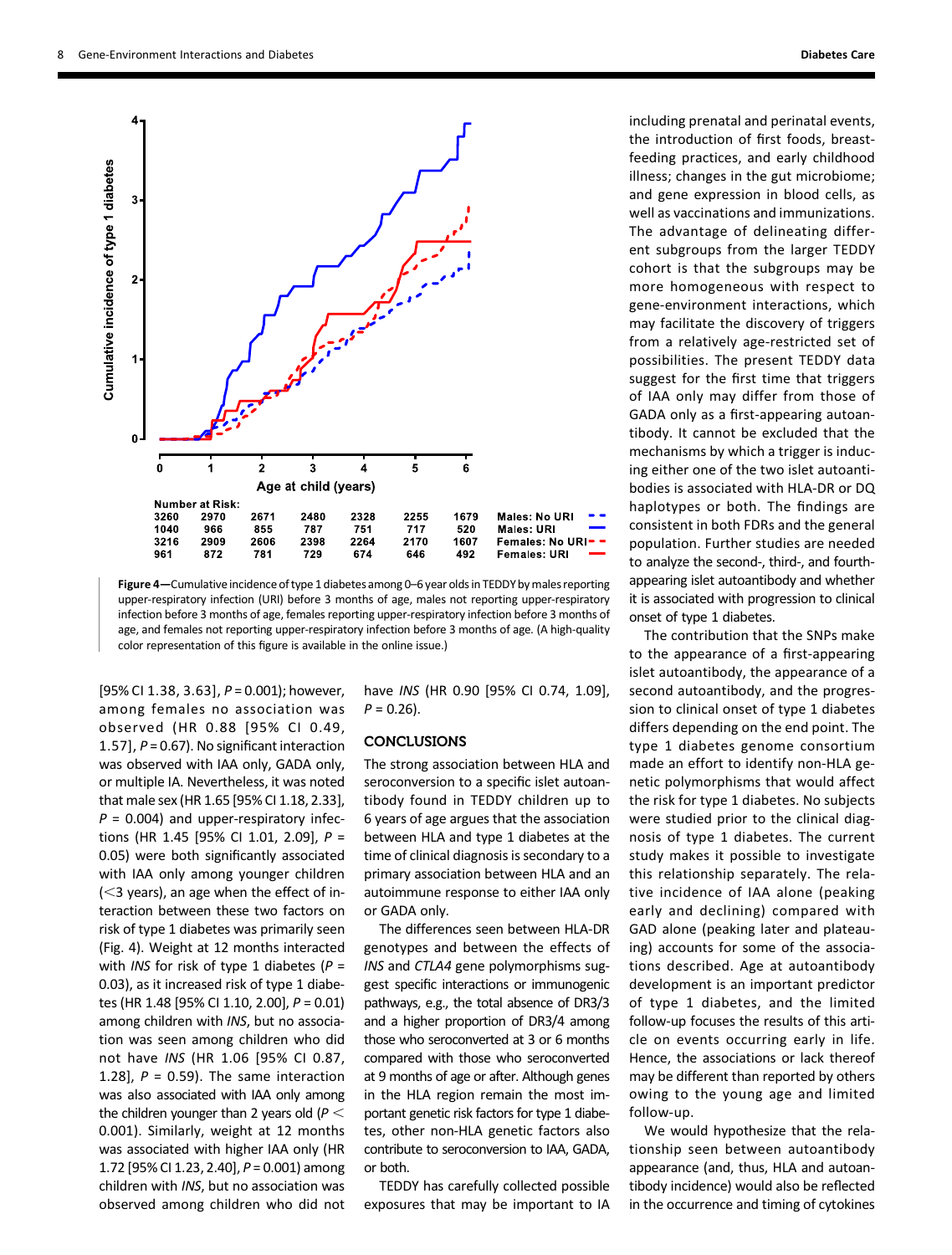| Number at Risk: | | | | | | | |
|---|---|---|---|---|---|---|---|
| 3260 | 2970 | 2671 | 2480 | 2328 | 2255 | 1679 | Males: No URI |
| 1040 | 966 | 855 | 787 | 751 | 717 | 520 | Males: URI |
| 3216 | 2909 | 2606 | 2398 | 2264 | 2170 | 1607 | Females: No URI |
| 961 | 872 | 781 | 729 | 674 | 646 | 492 | Females: URI |

**Figure 4**—Cumulative incidence of type 1 diabetes among 0–6 year olds in TEDDY by males reporting upper-respiratory infection (URI) before 3 months of age, males not reporting upper-respiratory infection before 3 months of age, females reporting upper-respiratory infection before 3 months of age, and females not reporting upper-respiratory infection before 3 months of age. (A high-quality color representation of this figure is available in the online issue.)

[95% CI 1.38, 3.63], $P = 0.001$); however, among females no association was observed (HR 0.88 [95% CI 0.49, 1.57], $P = 0.67$). No significant interaction was observed with IAA only, GADA only, or multiple IA. Nevertheless, it was noted that male sex (HR 1.65 [95% CI 1.18, 2.33], $P = 0.004$) and upper-respiratory infections (HR 1.45 [95% CI 1.01, 2.09], $P = 0.05$) were both significantly associated with IAA only among younger children (<3 years), an age when the effect of interaction between these two factors on risk of type 1 diabetes was primarily seen (Fig. 4). Weight at 12 months interacted with *INS* for risk of type 1 diabetes ($P = 0.03$), as it increased risk of type 1 diabetes (HR 1.48 [95% CI 1.10, 2.00], $P = 0.01$) among children with *INS*, but no association was seen among children who did not have *INS* (HR 1.06 [95% CI 0.87, 1.28], $P = 0.59$). The same interaction was also associated with IAA only among the children younger than 2 years old ($P < 0.001$). Similarly, weight at 12 months was associated with higher IAA only (HR 1.72 [95% CI 1.23, 2.40], $P = 0.001$) among children with *INS*, but no association was observed among children who did not have *INS* (HR 0.90 [95% CI 0.74, 1.09], $P = 0.26$).

## CONCLUSIONS

The strong association between HLA and seroconversion to a specific islet autoantibody found in TEDDY children up to 6 years of age argues that the association between HLA and type 1 diabetes at the time of clinical diagnosis is secondary to a primary association between HLA and an autoimmune response to either IAA only or GADA only.

The differences seen between HLA-DR genotypes and between the effects of *INS* and *CTLA4* gene polymorphisms suggest specific interactions or immunogenic pathways, e.g., the total absence of DR3/3 and a higher proportion of DR3/4 among those who seroconverted at 3 or 6 months compared with those who seroconverted at 9 months of age or after. Although genes in the HLA region remain the most important genetic risk factors for type 1 diabetes, other non-HLA genetic factors also contribute to seroconversion to IAA, GADA, or both.

TEDDY has carefully collected possible exposures that may be important to IA including prenatal and perinatal events, the introduction of first foods, breastfeeding practices, and early childhood illness; changes in the gut microbiome; and gene expression in blood cells, as well as vaccinations and immunizations. The advantage of delineating different subgroups from the larger TEDDY cohort is that the subgroups may be more homogeneous with respect to gene-environment interactions, which may facilitate the discovery of triggers from a relatively age-restricted set of possibilities. The present TEDDY data suggest for the first time that triggers of IAA only may differ from those of GADA only as a first-appearing autoantibody. It cannot be excluded that the mechanisms by which a trigger is inducing either one of the two islet autoantibodies is associated with HLA-DR or DQ haplotypes or both. The findings are consistent in both FDRs and the general population. Further studies are needed to analyze the second-, third-, and fourth-appearing islet autoantibody and whether it is associated with progression to clinical onset of type 1 diabetes.

The contribution that the SNPs make to the appearance of a first-appearing islet autoantibody, the appearance of a second autoantibody, and the progression to clinical onset of type 1 diabetes differs depending on the end point. The type 1 diabetes genome consortium made an effort to identify non-HLA genetic polymorphisms that would affect the risk for type 1 diabetes. No subjects were studied prior to the clinical diagnosis of type 1 diabetes. The current study makes it possible to investigate this relationship separately. The relative incidence of IAA alone (peaking early and declining) compared with GAD alone (peaking later and plateauing) accounts for some of the associations described. Age at autoantibody development is an important predictor of type 1 diabetes, and the limited follow-up focuses the results of this article on events occurring early in life. Hence, the associations or lack thereof may be different than reported by others owing to the young age and limited follow-up.

We would hypothesize that the relationship seen between autoantibody appearance (and, thus, HLA and autoantibody incidence) would also be reflected in the occurrence and timing of cytokines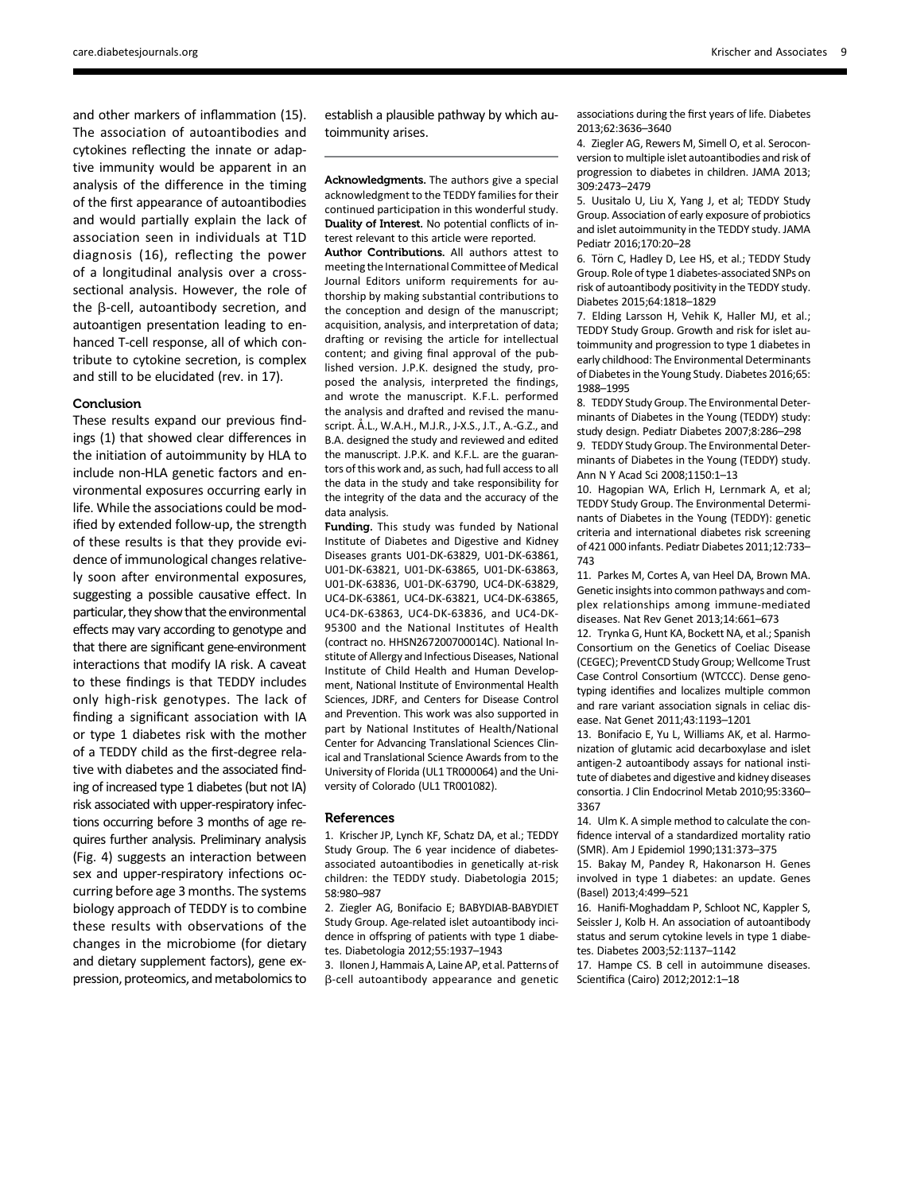and other markers of inflammation (15). The association of autoantibodies and cytokines reflecting the innate or adaptive immunity would be apparent in an analysis of the difference in the timing of the first appearance of autoantibodies and would partially explain the lack of association seen in individuals at T1D diagnosis (16), reflecting the power of a longitudinal analysis over a cross-sectional analysis. However, the role of the β-cell, autoantibody secretion, and autoantigen presentation leading to enhanced T-cell response, all of which contribute to cytokine secretion, is complex and still to be elucidated (rev. in 17).

## Conclusion

These results expand our previous findings (1) that showed clear differences in the initiation of autoimmunity by HLA to include non-HLA genetic factors and environmental exposures occurring early in life. While the associations could be modified by extended follow-up, the strength of these results is that they provide evidence of immunological changes relatively soon after environmental exposures, suggesting a possible causative effect. In particular, they show that the environmental effects may vary according to genotype and that there are significant gene-environment interactions that modify IA risk. A caveat to these findings is that TEDDY includes only high-risk genotypes. The lack of finding a significant association with IA or type 1 diabetes risk with the mother of a TEDDY child as the first-degree relative with diabetes and the associated finding of increased type 1 diabetes (but not IA) risk associated with upper-respiratory infections occurring before 3 months of age requires further analysis. Preliminary analysis (Fig. 4) suggests an interaction between sex and upper-respiratory infections occurring before age 3 months. The systems biology approach of TEDDY is to combine these results with observations of the changes in the microbiome (for dietary and dietary supplement factors), gene expression, proteomics, and metabolomics to establish a plausible pathway by which autoimmunity arises.

**Acknowledgments.** The authors give a special acknowledgment to the TEDDY families for their continued participation in this wonderful study.

**Duality of Interest.** No potential conflicts of interest relevant to this article were reported.

**Author Contributions.** All authors attest to meeting the International Committee of Medical Journal Editors uniform requirements for authorship by making substantial contributions to the conception and design of the manuscript; acquisition, analysis, and interpretation of data; drafting or revising the article for intellectual content; and giving final approval of the published version. J.P.K. designed the study, proposed the analysis, interpreted the findings, and wrote the manuscript. K.F.L. performed the analysis and drafted and revised the manuscript. Å.L., W.A.H., M.J.R., J-X.S., J.T., A.-G.Z., and B.A. designed the study and reviewed and edited the manuscript. J.P.K. and K.F.L. are the guarantors of this work and, as such, had full access to all the data in the study and take responsibility for the integrity of the data and the accuracy of the data analysis.

**Funding.** This study was funded by National Institute of Diabetes and Digestive and Kidney Diseases grants U01-DK-63829, U01-DK-63861, U01-DK-63821, U01-DK-63865, U01-DK-63863, U01-DK-63836, U01-DK-63790, UC4-DK-63829, UC4-DK-63861, UC4-DK-63821, UC4-DK-63865, UC4-DK-63863, UC4-DK-63836, and UC4-DK-95300 and the National Institutes of Health (contract no. HHSN267200700014C). National Institute of Allergy and Infectious Diseases, National Institute of Child Health and Human Development, National Institute of Environmental Health Sciences, JDRF, and Centers for Disease Control and Prevention. This work was also supported in part by National Institutes of Health/National Center for Advancing Translational Sciences Clinical and Translational Science Awards from to the University of Florida (UL1 TR000064) and the University of Colorado (UL1 TR001082).

## References

1. Krischer JP, Lynch KF, Schatz DA, et al.; TEDDY Study Group. The 6 year incidence of diabetes-associated autoantibodies in genetically at-risk children: the TEDDY study. Diabetologia 2015; 58:980–987
2. Ziegler AG, Bonifacio E; BABYDIAB-BABYDIET Study Group. Age-related islet autoantibody incidence in offspring of patients with type 1 diabetes. Diabetologia 2012;55:1937–1943
3. Ilonen J, Hammais A, Laine AP, et al. Patterns of β-cell autoantibody appearance and genetic associations during the first years of life. Diabetes 2013;62:3636–3640
4. Ziegler AG, Rewers M, Simell O, et al. Seroconversion to multiple islet autoantibodies and risk of progression to diabetes in children. JAMA 2013; 309:2473–2479
5. Uusitalo U, Liu X, Yang J, et al; TEDDY Study Group. Association of early exposure of probiotics and islet autoimmunity in the TEDDY study. JAMA Pediatr 2016;170:20–28
6. Törn C, Hadley D, Lee HS, et al.; TEDDY Study Group. Role of type 1 diabetes-associated SNPs on risk of autoantibody positivity in the TEDDY study. Diabetes 2015;64:1818–1829
7. Elding Larsson H, Vehik K, Haller MJ, et al.; TEDDY Study Group. Growth and risk for islet autoimmunity and progression to type 1 diabetes in early childhood: The Environmental Determinants of Diabetes in the Young Study. Diabetes 2016;65: 1988–1995
8. TEDDY Study Group. The Environmental Determinants of Diabetes in the Young (TEDDY) study: study design. Pediatr Diabetes 2007;8:286–298
9. TEDDY Study Group. The Environmental Determinants of Diabetes in the Young (TEDDY) study. Ann N Y Acad Sci 2008;1150:1–13
10. Hagopian WA, Erlich H, Lernmark A, et al; TEDDY Study Group. The Environmental Determinants of Diabetes in the Young (TEDDY): genetic criteria and international diabetes risk screening of 421 000 infants. Pediatr Diabetes 2011;12:733–743
11. Parkes M, Cortes A, van Heel DA, Brown MA. Genetic insights into common pathways and complex relationships among immune-mediated diseases. Nat Rev Genet 2013;14:661–673
12. Trynka G, Hunt KA, Bockett NA, et al.; Spanish Consortium on the Genetics of Coeliac Disease (CEGEC); PreventCD Study Group; Wellcome Trust Case Control Consortium (WTCCC). Dense genotyping identifies and localizes multiple common and rare variant association signals in celiac disease. Nat Genet 2011;43:1193–1201
13. Bonifacio E, Yu L, Williams AK, et al. Harmonization of glutamic acid decarboxylase and islet antigen-2 autoantibody assays for national institute of diabetes and digestive and kidney diseases consortia. J Clin Endocrinol Metab 2010;95:3360–3367
14. Ulm K. A simple method to calculate the confidence interval of a standardized mortality ratio (SMR). Am J Epidemiol 1990;131:373–375
15. Bakay M, Pandey R, Hakonarson H. Genes involved in type 1 diabetes: an update. Genes (Basel) 2013;4:499–521
16. Hanifi-Moghaddam P, Schloot NC, Kappler S, Seissler J, Kolb H. An association of autoantibody status and serum cytokine levels in type 1 diabetes. Diabetes 2003;52:1137–1142
17. Hampe CS. B cell in autoimmune diseases. Scientifica (Cairo) 2012;2012:1–18